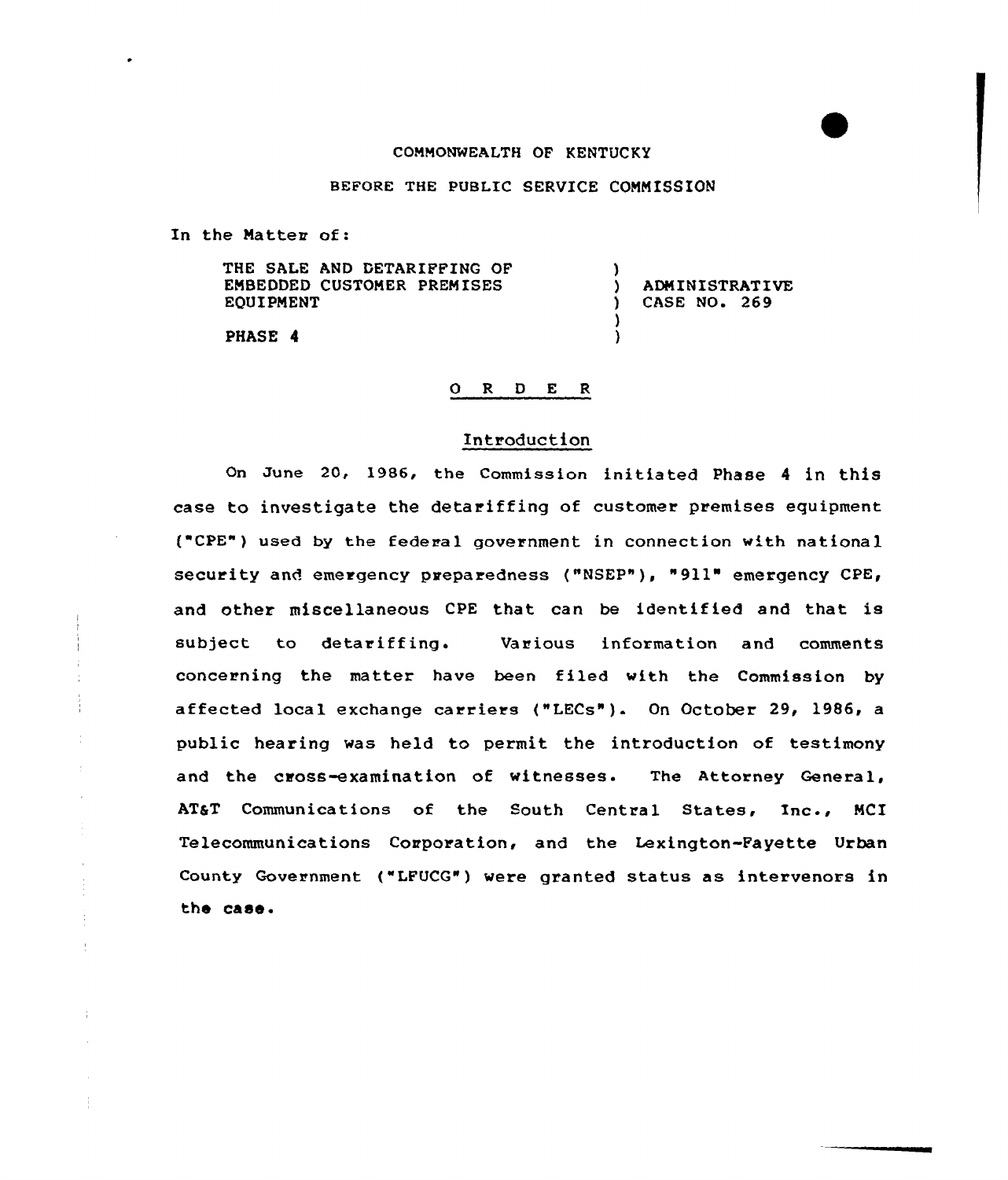COMMONWEALTH OF KENTUCKY

BEFORE THE PUBLIC SERVICE COMMISSION

In the Matter of:

| | | |
|---|---|---|
| THE SALE AND DETARIFFING OF EMBEDDED CUSTOMER PREMISES EQUIPMENT | ) ) ) | ADMINISTRATIVE CASE NO. 269 |
| PHASE 4 | ) ) | |

# ORDER

## Introduction

On June 20, 1986, the Commission initiated Phase 4 in this case to investigate the detariffing of customer premises equipment ("CPE") used by the federal government in connection with national security and emergency preparedness ("NSEP"), "911" emergency CPE, and other miscellaneous CPE that can be identified and that is subject to detariffing. Various information and comments concerning the matter have been filed with the Commission by affected local exchange carriers ("LECs"). On October 29, 1986, a public hearing was held to permit the introduction of testimony and the cross-examination of witnesses. The Attorney General, AT&T Communications of the South Central States, Inc., MCI Telecommunications Corporation, and the Lexington-Fayette Urban County Government ("LFUCG") were granted status as intervenors in the case.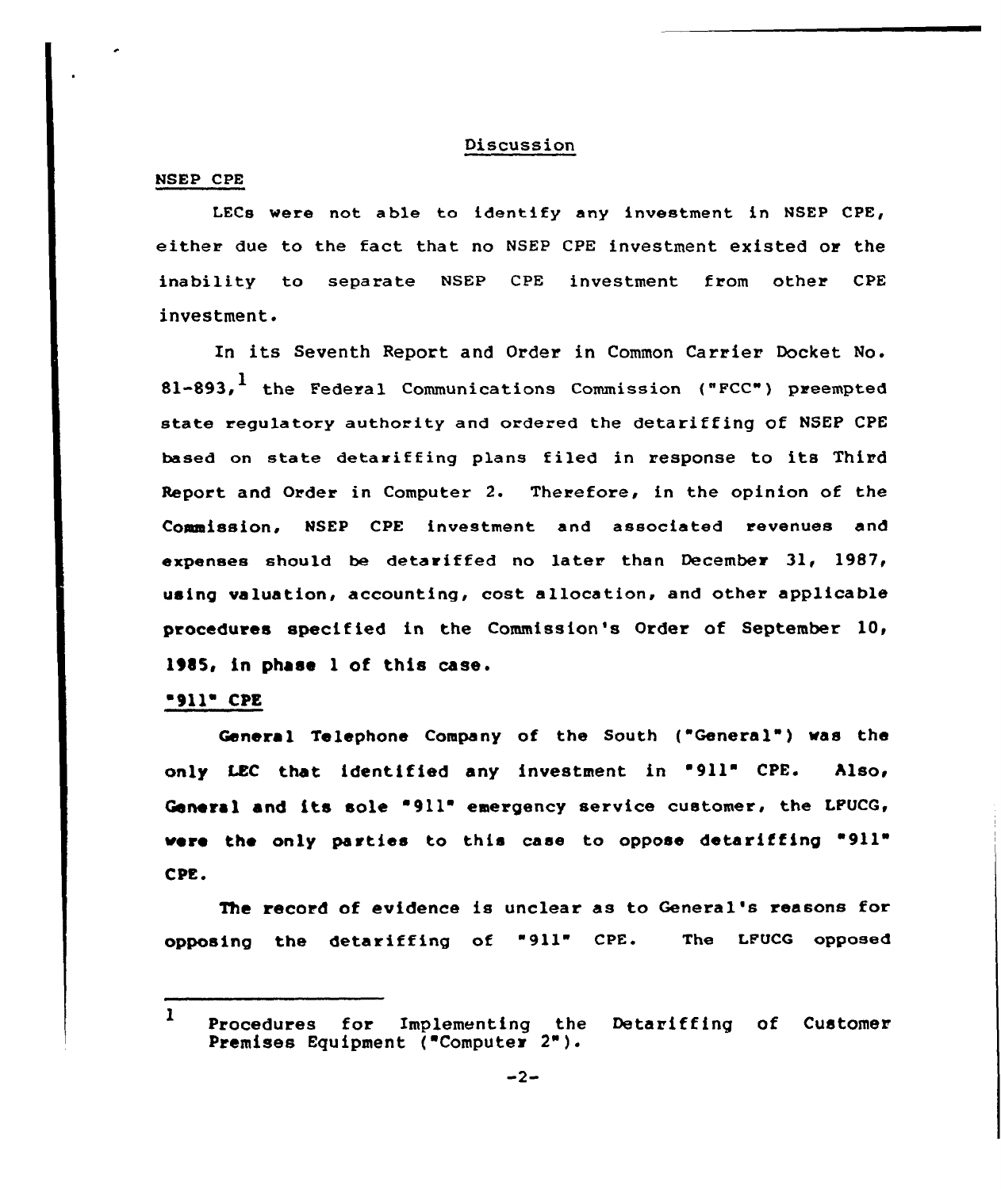## Discussion

### NSEP CPE

LECs were not able to identify any investment in NSEP CPE, either due to the fact that no NSEP CPE investment existed or the inability to separate NSEP CPE investment from other CPE investment.

In its Seventh Report and Order in Common Carrier Docket No. 81-893,[1] the Federal Communications Commission ("FCC") preempted state regulatory authority and ordered the detariffing of NSEP CPE based on state detariffing plans filed in response to its Third Report and Order in Computer 2. Therefore, in the opinion of the Commission, NSEP CPE investment and associated revenues and expenses should be detariffed no later than December 31, 1987, using valuation, accounting, cost allocation, and other applicable procedures specified in the Commission's Order of September 10, 1985, in phase 1 of this case.

### "911" CPE

General Telephone Company of the South ("General") was the only LEC that identified any investment in "911" CPE. Also, General and its sole "911" emergency service customer, the LFUCG, were the only parties to this case to oppose detariffing "911" CPE.

The record of evidence is unclear as to General's reasons for opposing the detariffing of "911" CPE. The LFUCG opposed

---

[1] Procedures for Implementing the Detariffing of Customer Premises Equipment ("Computer 2").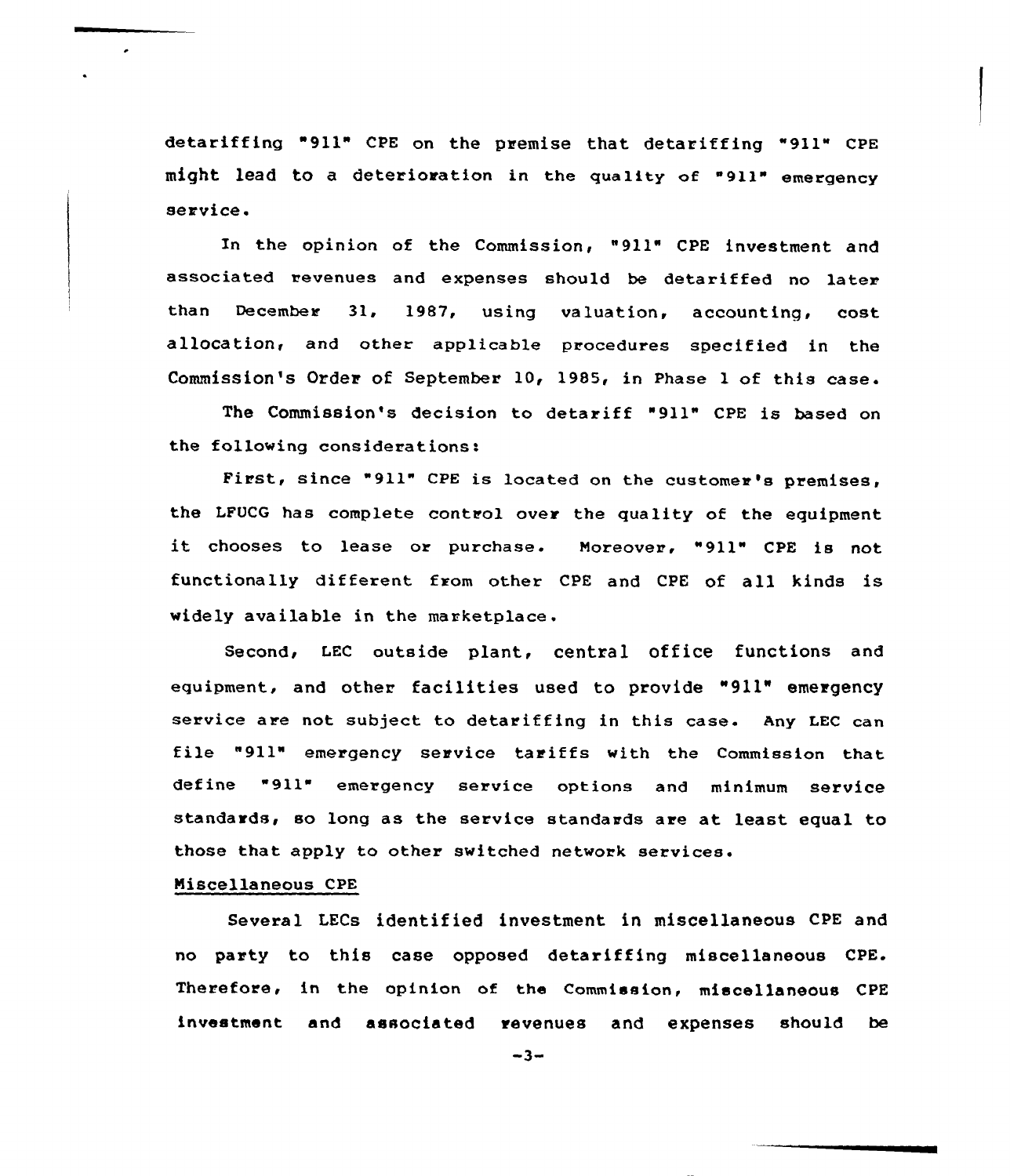detariffing "911" CPE on the premise that detariffing "911" CPE might lead to a deterioration in the quality of "911" emergency service.

In the opinion of the Commission, "911" CPE investment and associated revenues and expenses should be detariffed no later than December 31, 1987, using valuation, accounting, cost allocation, and other applicable procedures specified in the Commission's Order of September 10, 1985, in Phase 1 of this case.

The Commission's decision to detariff "911" CPE is based on the following considerations:

First, since "911" CPE is located on the customer's premises, the LFUCG has complete control over the quality of the equipment it chooses to lease or purchase. Moreover, "911" CPE is not functionally different from other CPE and CPE of all kinds is widely available in the marketplace.

Second, LEC outside plant, central office functions and equipment, and other facilities used to provide "911" emergency service are not subject to detariffing in this case. Any LEC can file "911" emergency service tariffs with the Commission that define "911" emergency service options and minimum service standards, so long as the service standards are at least equal to those that apply to other switched network services.

Miscellaneous CPE

Several LECs identified investment in miscellaneous CPE and no party to this case opposed detariffing miscellaneous CPE. Therefore, in the opinion of the Commission, miscellaneous CPE investment and associated revenues and expenses should be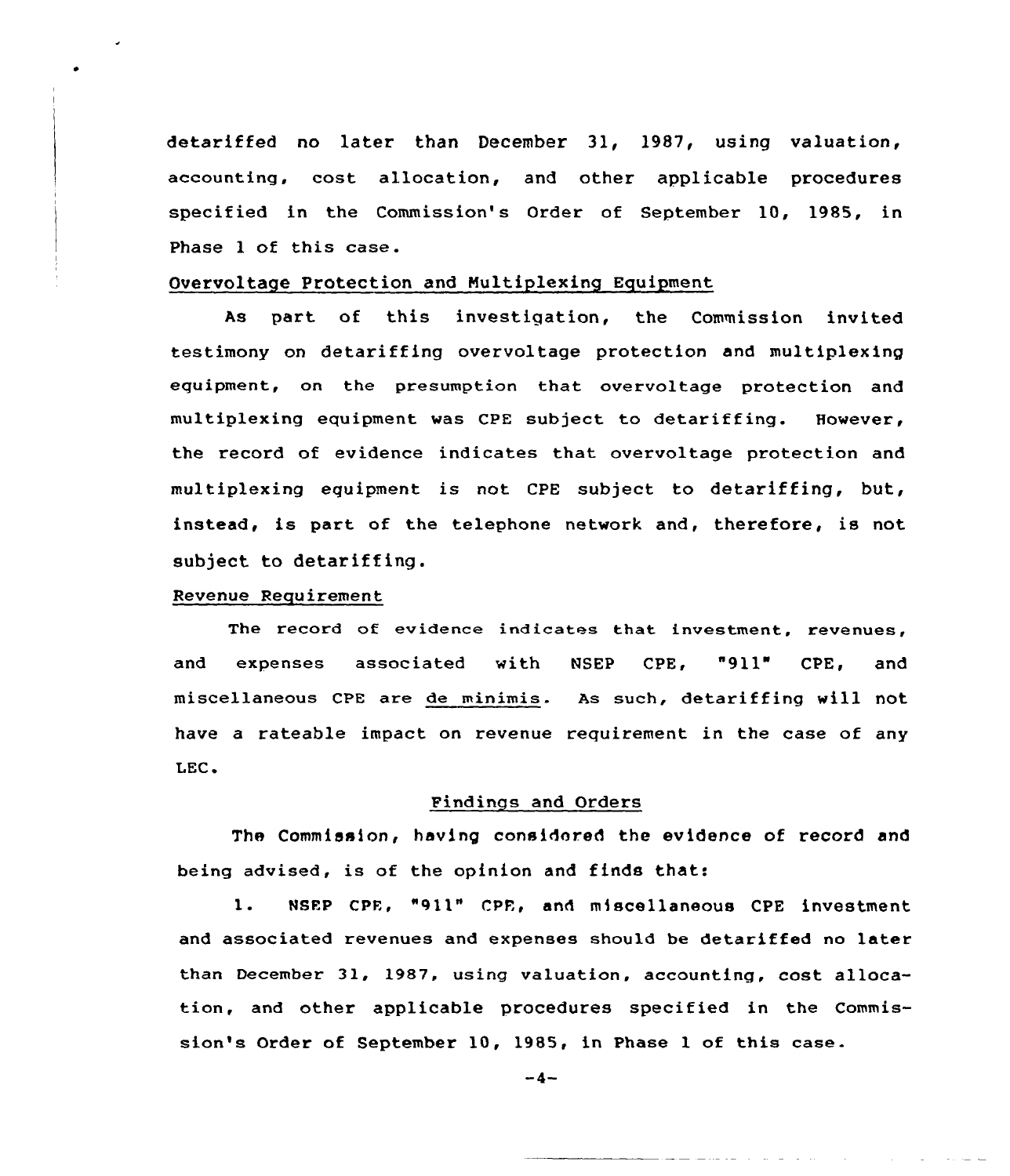detariffed no later than December 31, 1987, using valuation, accounting, cost allocation, and other applicable procedures specified in the Commission's Order of September 10, 1985, in Phase 1 of this case.

Overvoltage Protection and Multiplexing Equipment

As part of this investigation, the Commission invited testimony on detariffing overvoltage protection and multiplexing equipment, on the presumption that overvoltage protection and multiplexing equipment was CPE subject to detariffing. However, the record of evidence indicates that overvoltage protection and multiplexing equipment is not CPE subject to detariffing, but, instead, is part of the telephone network and, therefore, is not subject to detariffing.

Revenue Requirement

The record of evidence indicates that investment, revenues, and expenses associated with NSEP CPE, "911" CPE, and miscellaneous CPE are de minimis. As such, detariffing will not have a rateable impact on revenue requirement in the case of any LEC.

## Findings and Orders

The Commission, having considered the evidence of record and being advised, is of the opinion and finds that:

1. NSEP CPE, "911" CPE, and miscellaneous CPE investment and associated revenues and expenses should be detariffed no later than December 31, 1987, using valuation, accounting, cost allocation, and other applicable procedures specified in the Commission's Order of September 10, 1985, in Phase 1 of this case.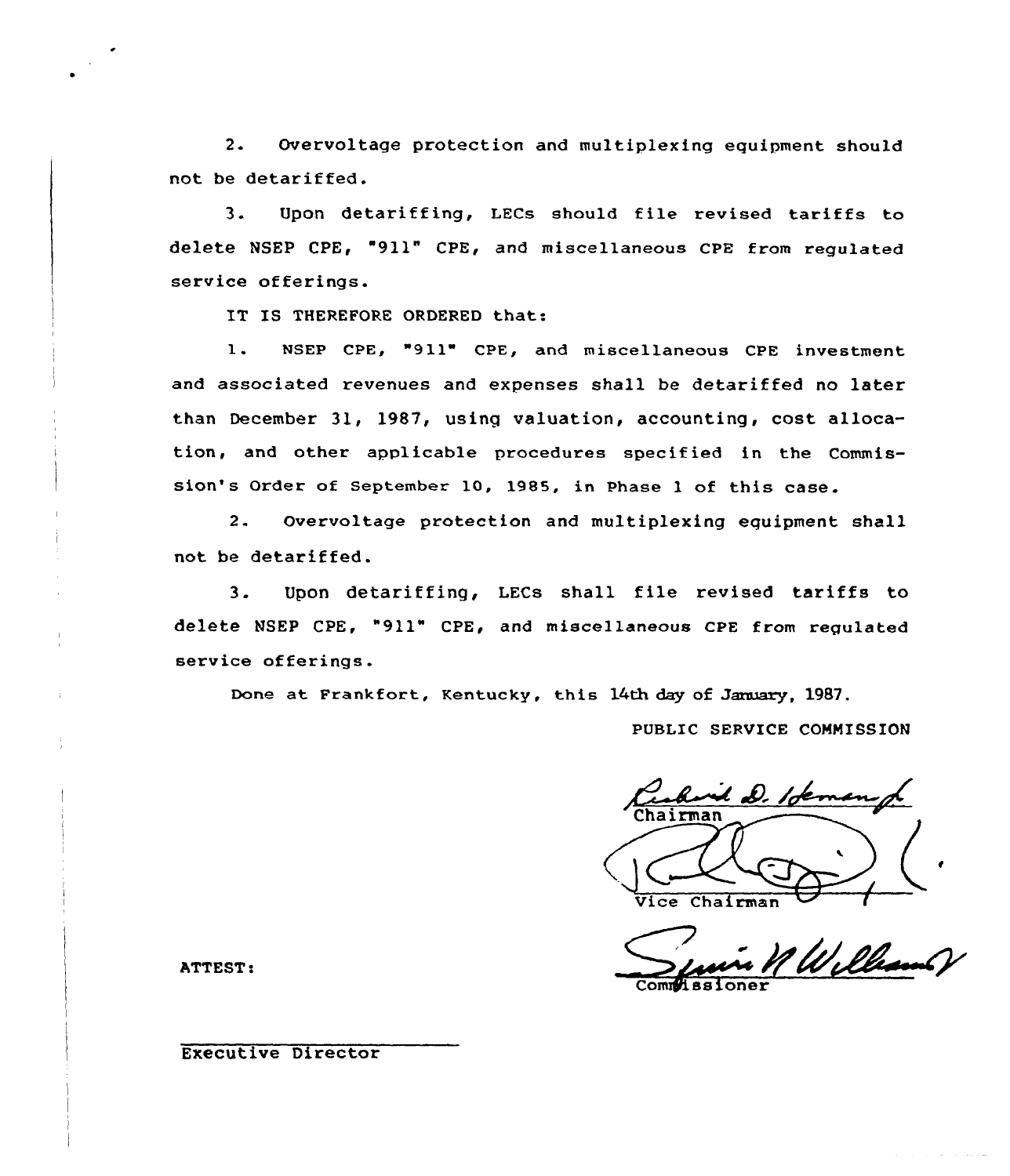2. Overvoltage protection and multiplexing equipment should not be detariffed.

3. Upon detariffing, LECs should file revised tariffs to delete NSEP CPE, "911" CPE, and miscellaneous CPE from regulated service offerings.

IT IS THEREFORE ORDERED that:

1. NSEP CPE, "911" CPE, and miscellaneous CPE investment and associated revenues and expenses shall be detariffed no later than December 31, 1987, using valuation, accounting, cost allocation, and other applicable procedures specified in the Commission's Order of September 10, 1985, in Phase 1 of this case.

2. Overvoltage protection and multiplexing equipment shall not be detariffed.

3. Upon detariffing, LECs shall file revised tariffs to delete NSEP CPE, "911" CPE, and miscellaneous CPE from regulated service offerings.

Done at Frankfort, Kentucky, this 14th day of January, 1987.

PUBLIC SERVICE COMMISSION

Chairman

Vice Chairman

Commissioner

ATTEST:

Executive Director